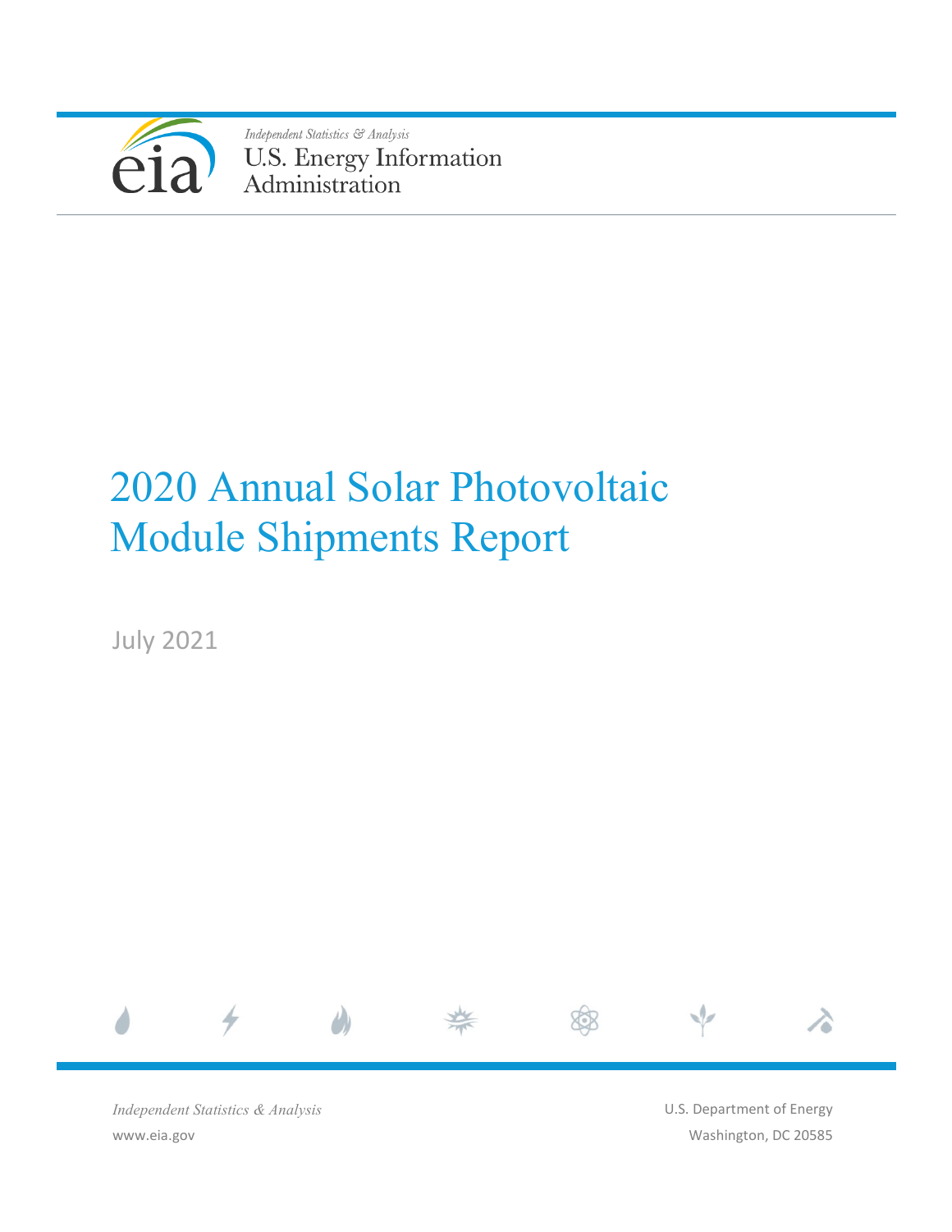*Independent Statistics & Analysis*
U.S. Energy Information Administration

# 2020 Annual Solar Photovoltaic Module Shipments Report

July 2021

*Independent Statistics & Analysis*
www.eia.gov

U.S. Department of Energy
Washington, DC 20585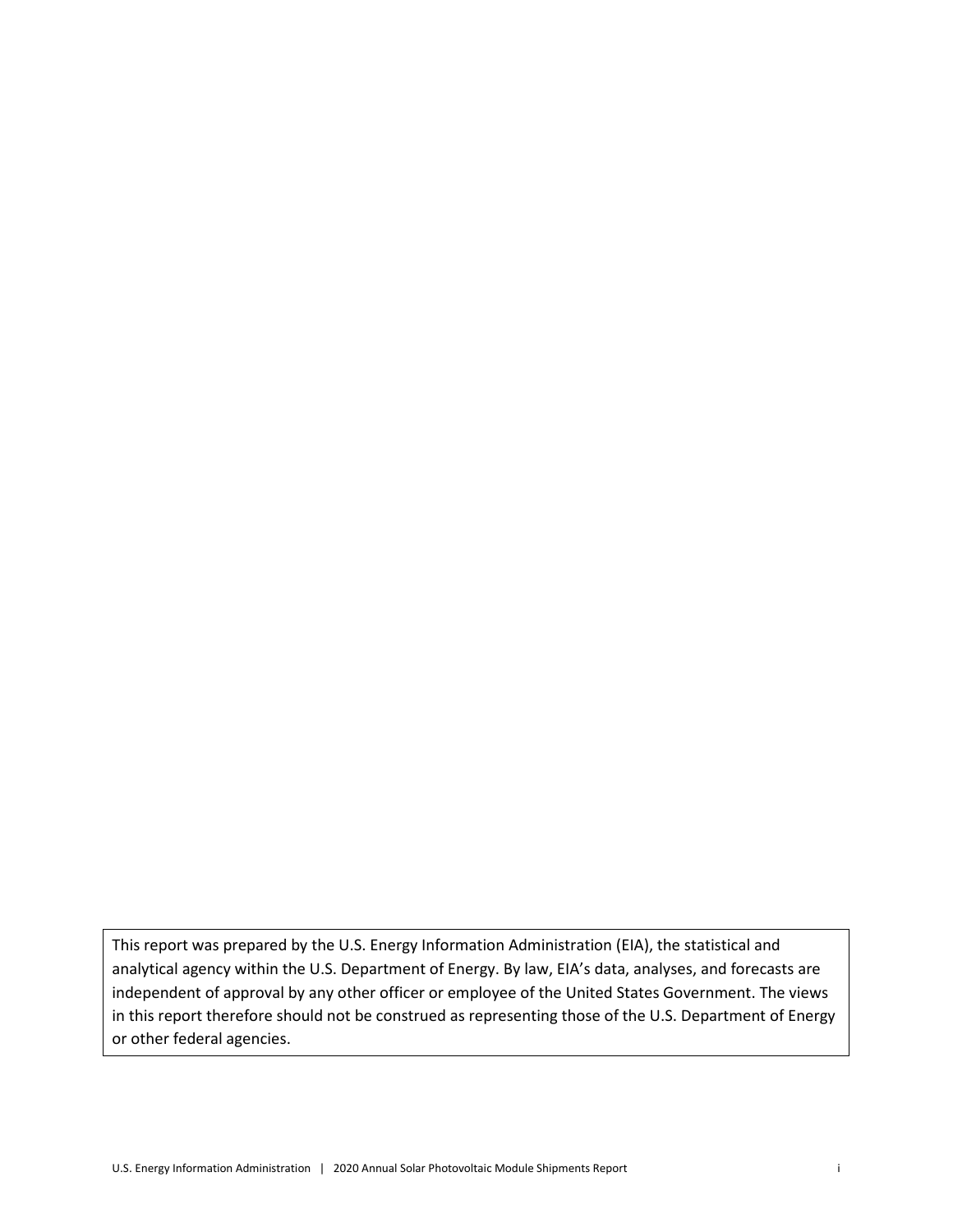This report was prepared by the U.S. Energy Information Administration (EIA), the statistical and analytical agency within the U.S. Department of Energy. By law, EIA's data, analyses, and forecasts are independent of approval by any other officer or employee of the United States Government. The views in this report therefore should not be construed as representing those of the U.S. Department of Energy or other federal agencies.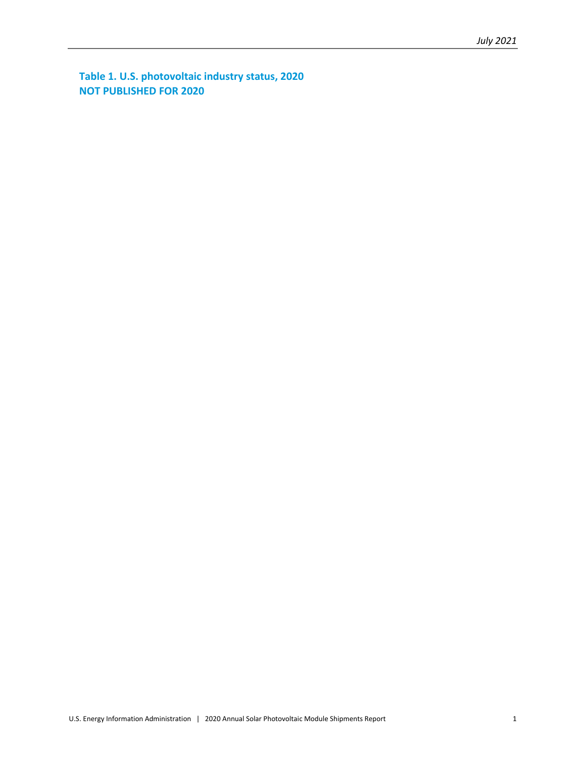**Table 1. U.S. photovoltaic industry status, 2020**
**NOT PUBLISHED FOR 2020**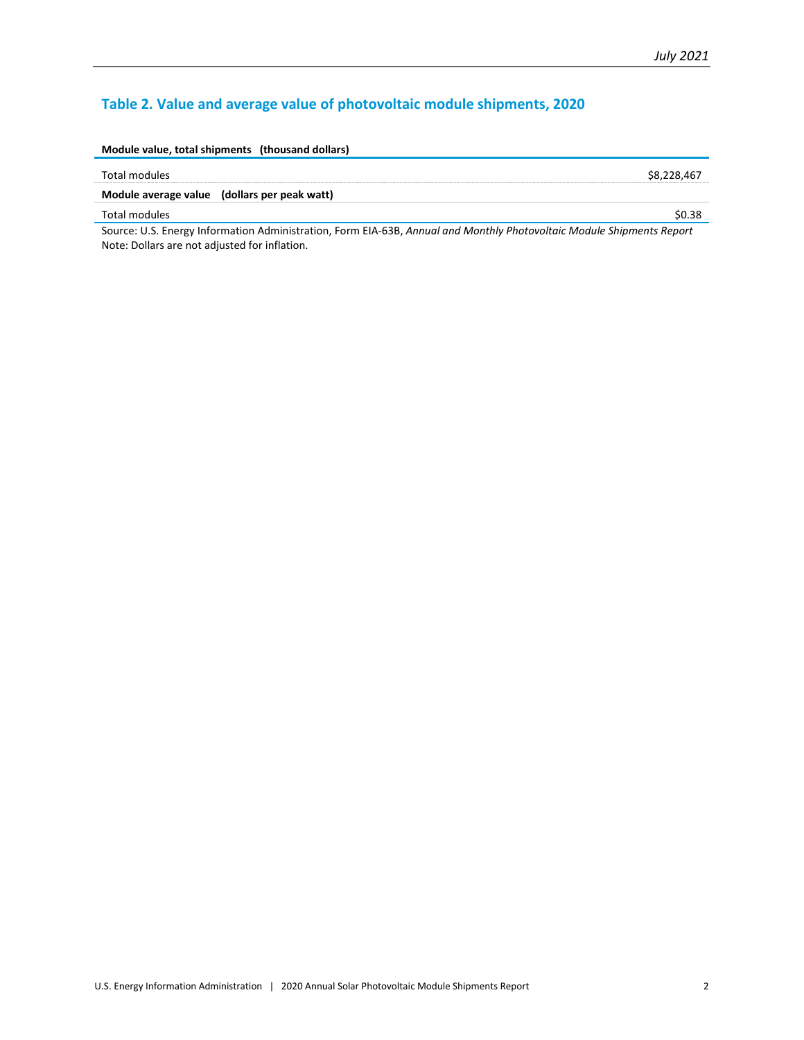## Table 2. Value and average value of photovoltaic module shipments, 2020

| Module value, total shipments (thousand dollars) | |
|---|---|
| Total modules | $8,228,467 |
| **Module average value (dollars per peak watt)** | |
| Total modules | $0.38 |

Source: U.S. Energy Information Administration, Form EIA-63B, *Annual and Monthly Photovoltaic Module Shipments Report*
Note: Dollars are not adjusted for inflation.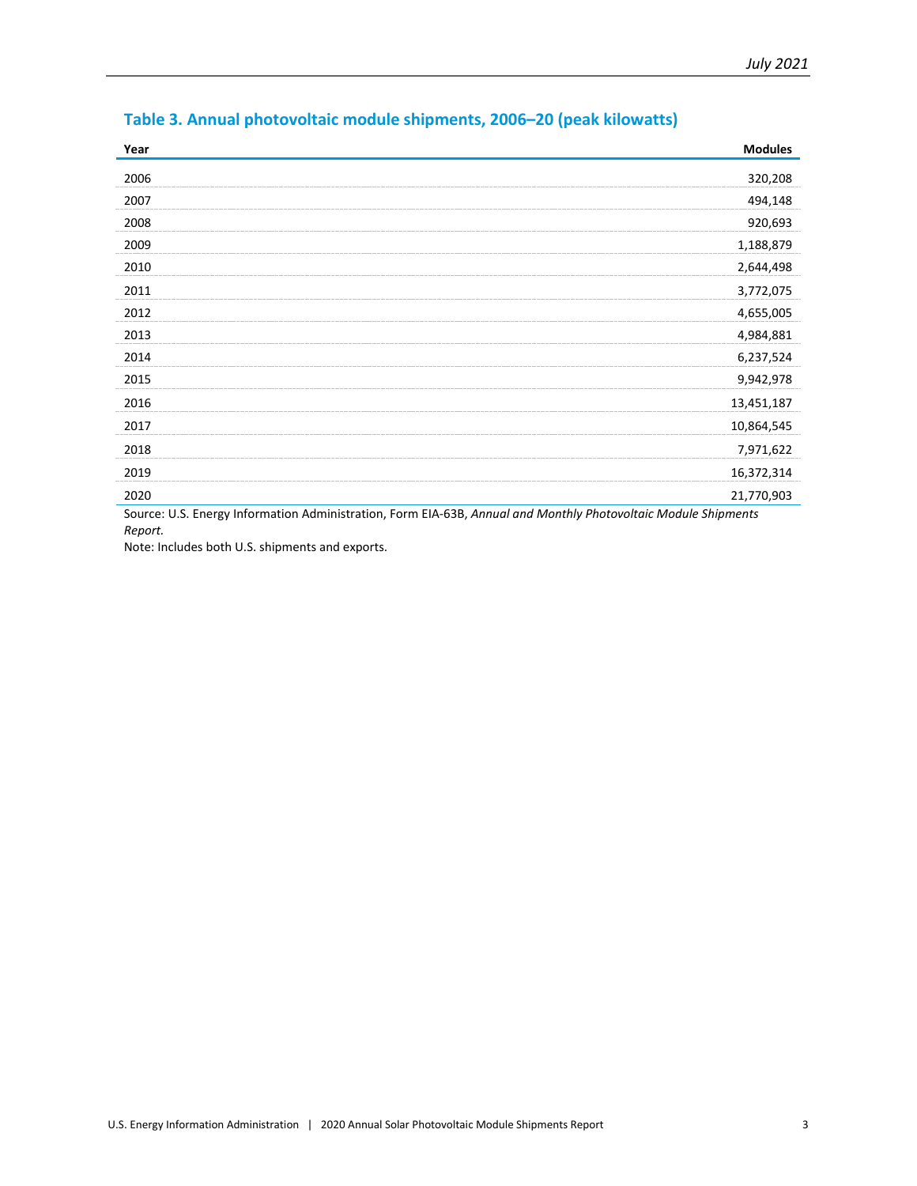## Table 3. Annual photovoltaic module shipments, 2006–20 (peak kilowatts)

| Year | Modules |
|---|---|
| 2006 | 320,208 |
| 2007 | 494,148 |
| 2008 | 920,693 |
| 2009 | 1,188,879 |
| 2010 | 2,644,498 |
| 2011 | 3,772,075 |
| 2012 | 4,655,005 |
| 2013 | 4,984,881 |
| 2014 | 6,237,524 |
| 2015 | 9,942,978 |
| 2016 | 13,451,187 |
| 2017 | 10,864,545 |
| 2018 | 7,971,622 |
| 2019 | 16,372,314 |
| 2020 | 21,770,903 |

Source: U.S. Energy Information Administration, Form EIA-63B, *Annual and Monthly Photovoltaic Module Shipments Report.*

Note: Includes both U.S. shipments and exports.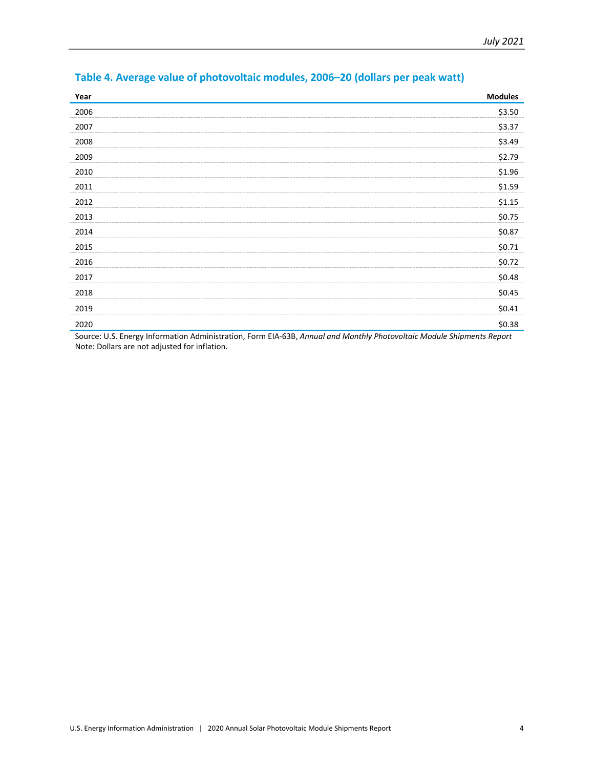## Table 4. Average value of photovoltaic modules, 2006–20 (dollars per peak watt)

| Year | Modules |
|---|---|
| 2006 | $3.50 |
| 2007 | $3.37 |
| 2008 | $3.49 |
| 2009 | $2.79 |
| 2010 | $1.96 |
| 2011 | $1.59 |
| 2012 | $1.15 |
| 2013 | $0.75 |
| 2014 | $0.87 |
| 2015 | $0.71 |
| 2016 | $0.72 |
| 2017 | $0.48 |
| 2018 | $0.45 |
| 2019 | $0.41 |
| 2020 | $0.38 |

Source: U.S. Energy Information Administration, Form EIA-63B, *Annual and Monthly Photovoltaic Module Shipments Report*
Note: Dollars are not adjusted for inflation.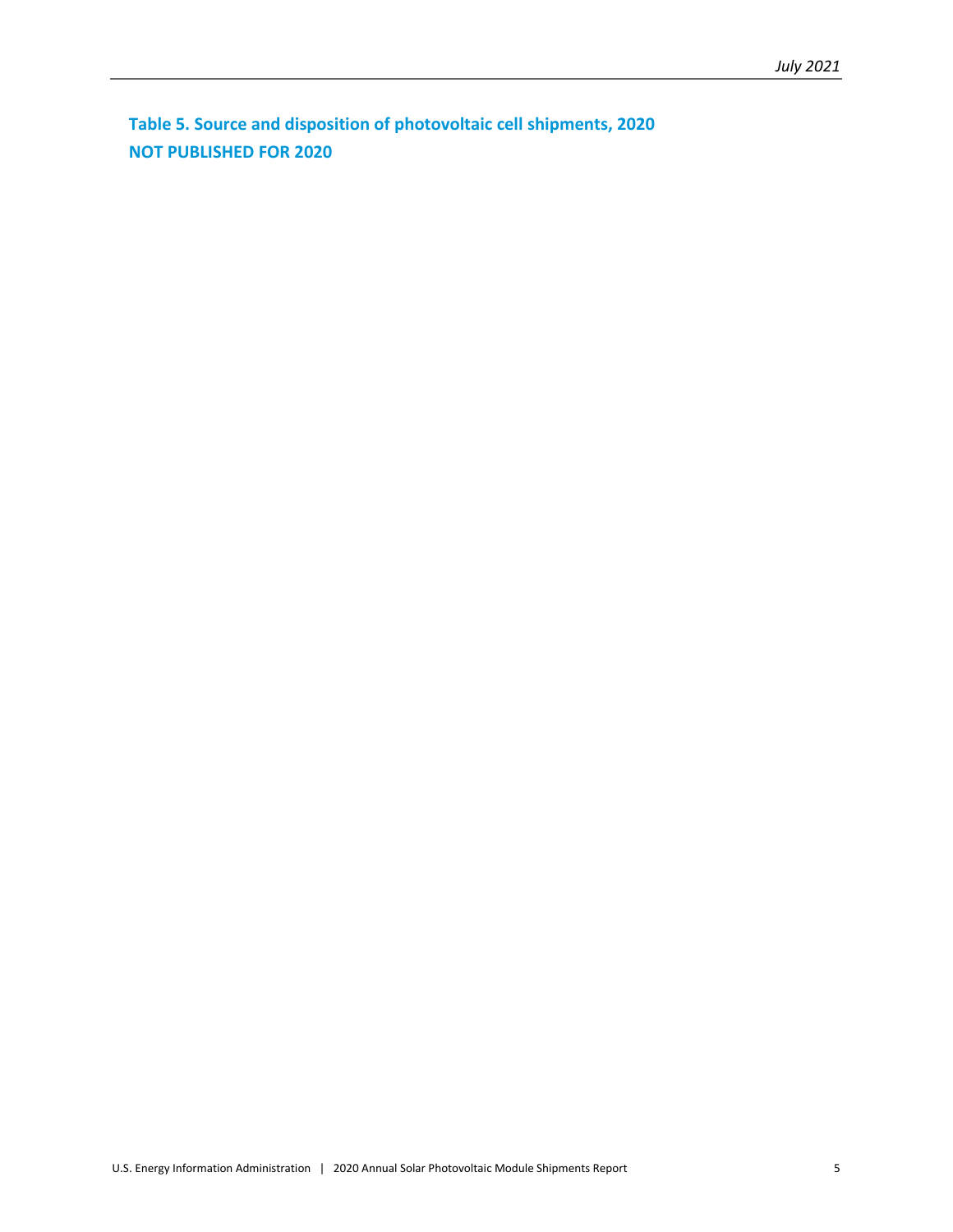**Table 5. Source and disposition of photovoltaic cell shipments, 2020**

**NOT PUBLISHED FOR 2020**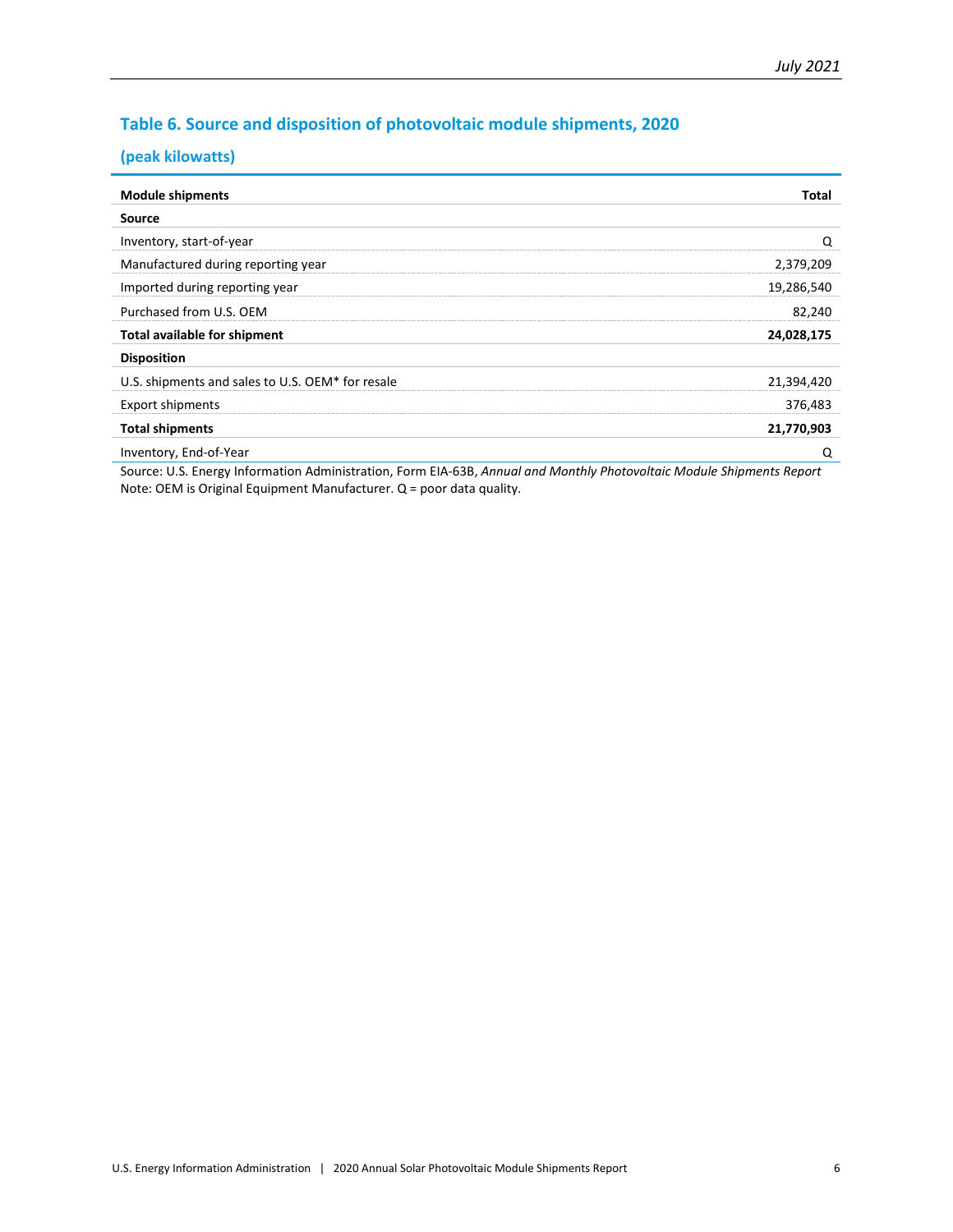## Table 6. Source and disposition of photovoltaic module shipments, 2020

### (peak kilowatts)

| Module shipments | Total |
|---|---|
| **Source** | |
| Inventory, start-of-year | Q |
| Manufactured during reporting year | 2,379,209 |
| Imported during reporting year | 19,286,540 |
| Purchased from U.S. OEM | 82,240 |
| **Total available for shipment** | **24,028,175** |
| **Disposition** | |
| U.S. shipments and sales to U.S. OEM* for resale | 21,394,420 |
| Export shipments | 376,483 |
| **Total shipments** | **21,770,903** |
| Inventory, End-of-Year | Q |

Source: U.S. Energy Information Administration, Form EIA-63B, *Annual and Monthly Photovoltaic Module Shipments Report*
Note: OEM is Original Equipment Manufacturer. Q = poor data quality.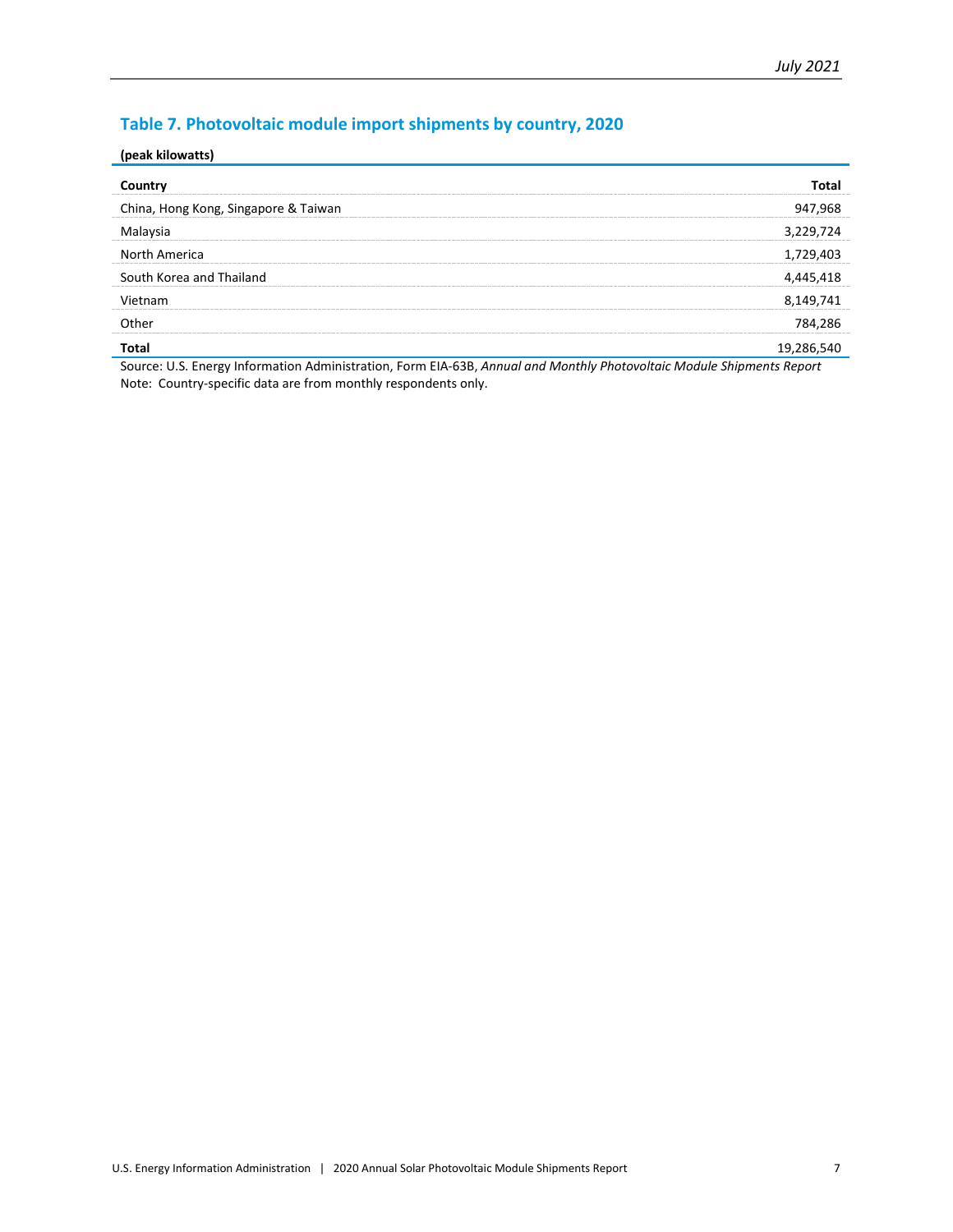## Table 7. Photovoltaic module import shipments by country, 2020

**(peak kilowatts)**

| Country | Total |
|---|---:|
| China, Hong Kong, Singapore & Taiwan | 947,968 |
| Malaysia | 3,229,724 |
| North America | 1,729,403 |
| South Korea and Thailand | 4,445,418 |
| Vietnam | 8,149,741 |
| Other | 784,286 |
| **Total** | 19,286,540 |

Source: U.S. Energy Information Administration, Form EIA-63B, *Annual and Monthly Photovoltaic Module Shipments Report*
Note: Country-specific data are from monthly respondents only.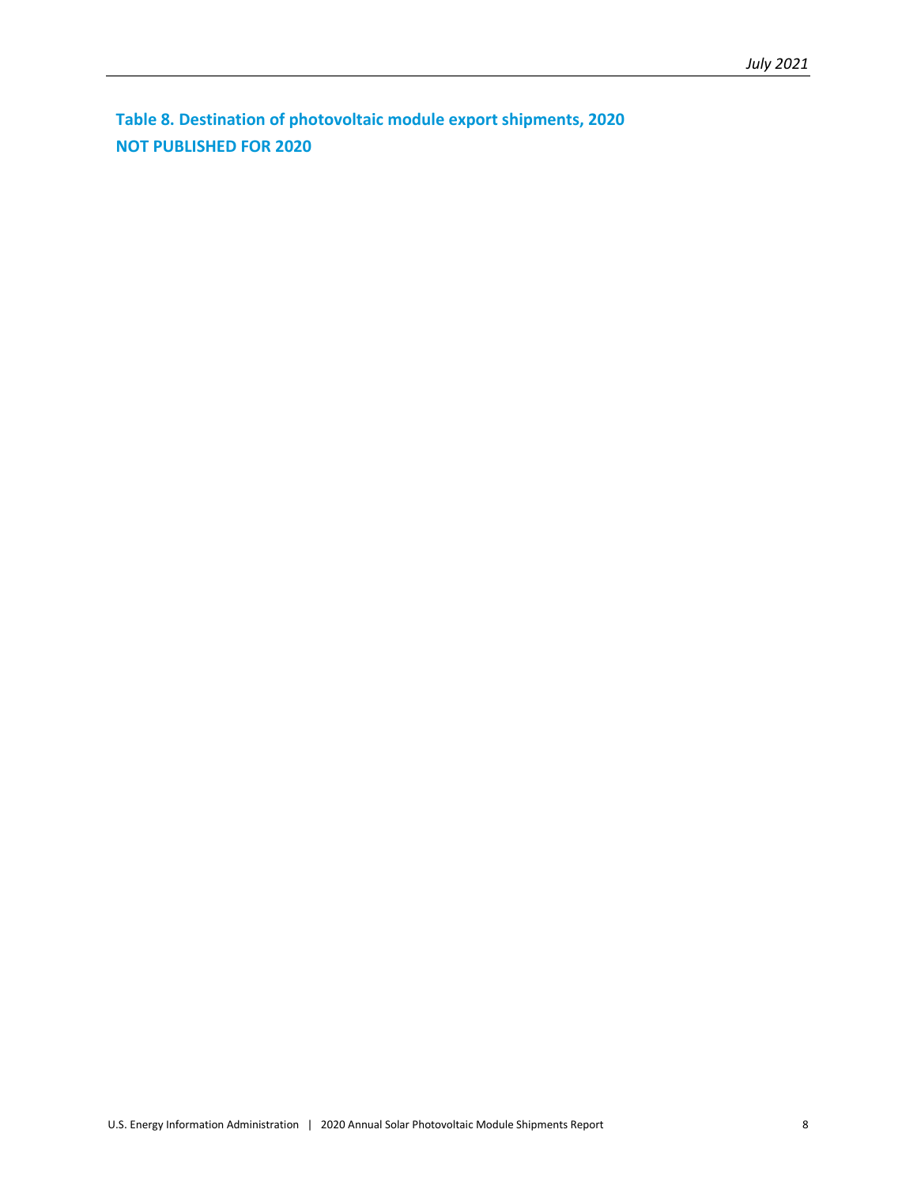**Table 8. Destination of photovoltaic module export shipments, 2020**

**NOT PUBLISHED FOR 2020**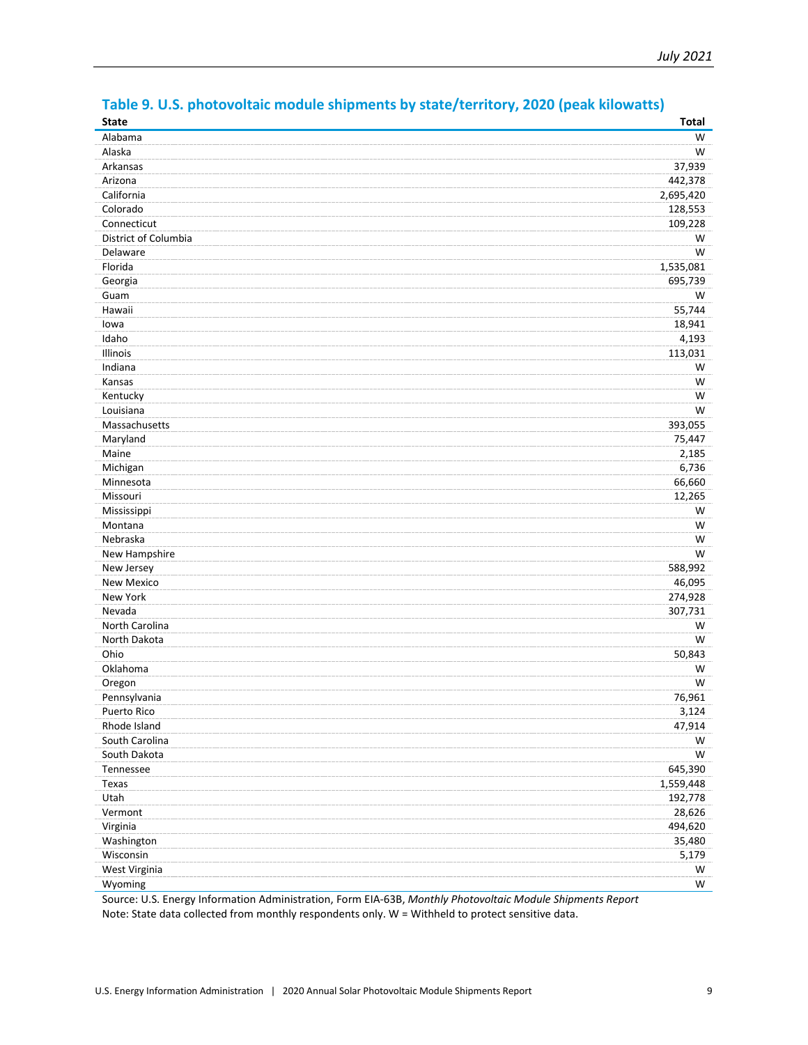## Table 9. U.S. photovoltaic module shipments by state/territory, 2020 (peak kilowatts)

| State | Total |
| --- | --- |
| Alabama | W |
| Alaska | W |
| Arkansas | 37,939 |
| Arizona | 442,378 |
| California | 2,695,420 |
| Colorado | 128,553 |
| Connecticut | 109,228 |
| District of Columbia | W |
| Delaware | W |
| Florida | 1,535,081 |
| Georgia | 695,739 |
| Guam | W |
| Hawaii | 55,744 |
| Iowa | 18,941 |
| Idaho | 4,193 |
| Illinois | 113,031 |
| Indiana | W |
| Kansas | W |
| Kentucky | W |
| Louisiana | W |
| Massachusetts | 393,055 |
| Maryland | 75,447 |
| Maine | 2,185 |
| Michigan | 6,736 |
| Minnesota | 66,660 |
| Missouri | 12,265 |
| Mississippi | W |
| Montana | W |
| Nebraska | W |
| New Hampshire | W |
| New Jersey | 588,992 |
| New Mexico | 46,095 |
| New York | 274,928 |
| Nevada | 307,731 |
| North Carolina | W |
| North Dakota | W |
| Ohio | 50,843 |
| Oklahoma | W |
| Oregon | W |
| Pennsylvania | 76,961 |
| Puerto Rico | 3,124 |
| Rhode Island | 47,914 |
| South Carolina | W |
| South Dakota | W |
| Tennessee | 645,390 |
| Texas | 1,559,448 |
| Utah | 192,778 |
| Vermont | 28,626 |
| Virginia | 494,620 |
| Washington | 35,480 |
| Wisconsin | 5,179 |
| West Virginia | W |
| Wyoming | W |

Source: U.S. Energy Information Administration, Form EIA-63B, *Monthly Photovoltaic Module Shipments Report*

Note: State data collected from monthly respondents only. W = Withheld to protect sensitive data.